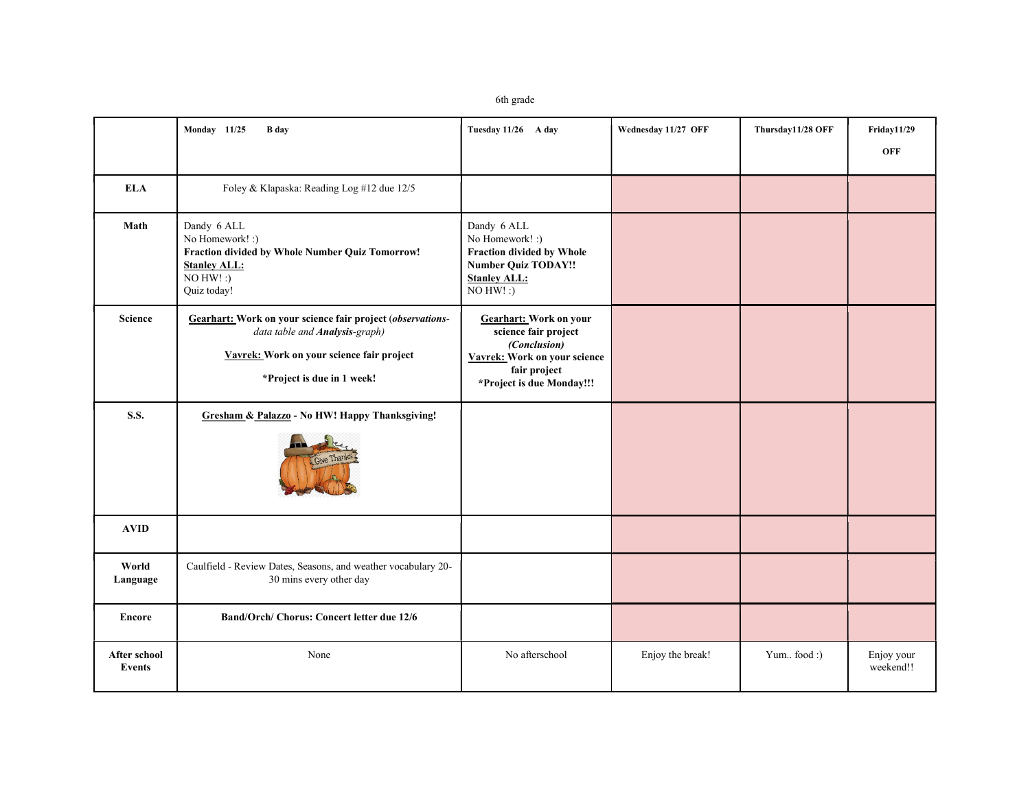6th grade

| | **Monday 11/25 B day** | **Tuesday 11/26 A day** | **Wednesday 11/27 OFF** | **Thursday11/28 OFF** | **Friday11/29 OFF** |
|---|---|---|---|---|---|
| **ELA** | Foley & Klapaska: Reading Log #12 due 12/5 | | | | |
| **Math** | Dandy 6 ALL<br>No Homework! :)<br>**Fraction divided by Whole Number Quiz Tomorrow!**<br>**Stanley ALL:**<br>NO HW! :)<br>Quiz today! | Dandy 6 ALL<br>No Homework! :)<br>**Fraction divided by Whole Number Quiz TODAY!!**<br>**Stanley ALL:**<br>NO HW! :) | | | |
| **Science** | **Gearhart: Work on your science fair project** (***observations****-data table and* ***Analysis****-graph)*<br>**Vavrek: Work on your science fair project**<br>**\*Project is due in 1 week!** | **Gearhart: Work on your science fair project *(Conclusion)***<br>**Vavrek: Work on your science fair project**<br>**\*Project is due Monday!!!** | | | |
| **S.S.** | **Gresham & Palazzo - No HW! Happy Thanksgiving!** | | | | |
| **AVID** | | | | | |
| **World Language** | Caulfield - Review Dates, Seasons, and weather vocabulary 20-30 mins every other day | | | | |
| **Encore** | **Band/Orch/ Chorus: Concert letter due 12/6** | | | | |
| **After school Events** | None | No afterschool | Enjoy the break! | Yum.. food :) | Enjoy your weekend!! |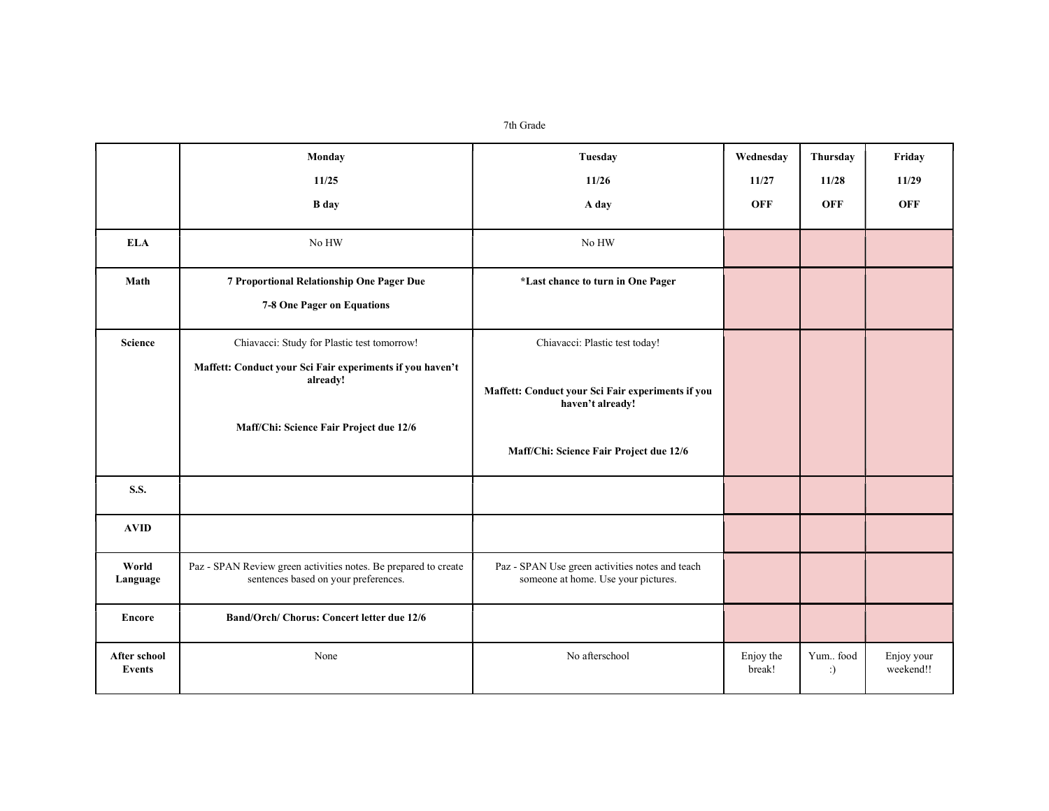7th Grade

| | **Monday**<br>**11/25**<br>**B day** | **Tuesday**<br>**11/26**<br>**A day** | **Wednesday**<br>**11/27**<br>**OFF** | **Thursday**<br>**11/28**<br>**OFF** | **Friday**<br>**11/29**<br>**OFF** |
|---|---|---|---|---|---|
| **ELA** | No HW | No HW | | | |
| **Math** | **7 Proportional Relationship One Pager Due**<br>**7-8 One Pager on Equations** | ***Last chance to turn in One Pager** | | | |
| **Science** | Chiavacci: Study for Plastic test tomorrow!<br>**Maffett: Conduct your Sci Fair experiments if you haven't already!**<br>**Maff/Chi: Science Fair Project due 12/6** | Chiavacci: Plastic test today!<br>**Maffett: Conduct your Sci Fair experiments if you haven't already!**<br>**Maff/Chi: Science Fair Project due 12/6** | | | |
| **S.S.** | | | | | |
| **AVID** | | | | | |
| **World Language** | Paz - SPAN Review green activities notes. Be prepared to create sentences based on your preferences. | Paz - SPAN Use green activities notes and teach someone at home. Use your pictures. | | | |
| **Encore** | **Band/Orch/ Chorus: Concert letter due 12/6** | | | | |
| **After school Events** | None | No afterschool | Enjoy the break! | Yum.. food :) | Enjoy your weekend!! |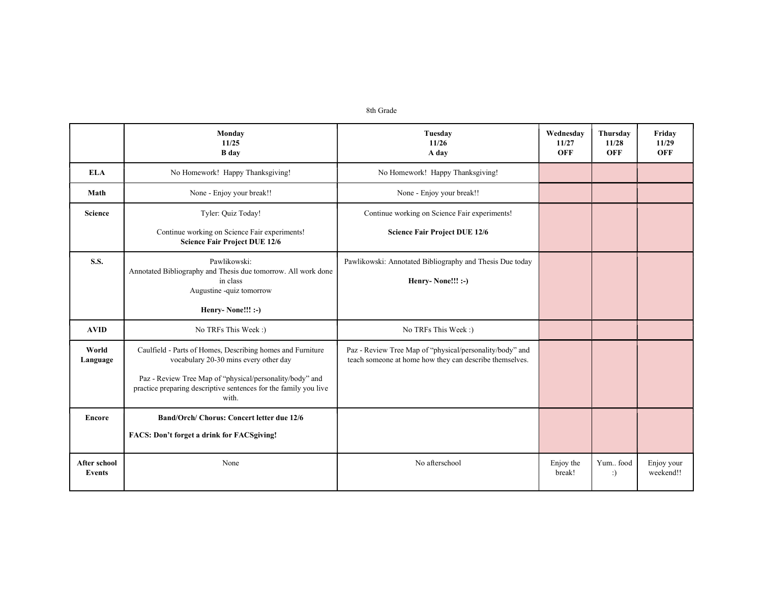8th Grade

| | Monday 11/25 B day | Tuesday 11/26 A day | Wednesday 11/27 OFF | Thursday 11/28 OFF | Friday 11/29 OFF |
|---|---|---|---|---|---|
| **ELA** | No Homework! Happy Thanksgiving! | No Homework! Happy Thanksgiving! | | | |
| **Math** | None - Enjoy your break!! | None - Enjoy your break!! | | | |
| **Science** | Tyler: Quiz Today!<br><br>Continue working on Science Fair experiments!<br>**Science Fair Project DUE 12/6** | Continue working on Science Fair experiments!<br><br>**Science Fair Project DUE 12/6** | | | |
| **S.S.** | Pawlikowski:<br>Annotated Bibliography and Thesis due tomorrow. All work done in class<br>Augustine -quiz tomorrow<br><br>**Henry- None!!! :-)** | Pawlikowski: Annotated Bibliography and Thesis Due today<br><br>**Henry- None!!! :-)** | | | |
| **AVID** | No TRFs This Week :) | No TRFs This Week :) | | | |
| **World Language** | Caulfield - Parts of Homes, Describing homes and Furniture vocabulary 20-30 mins every other day<br><br>Paz - Review Tree Map of "physical/personality/body" and practice preparing descriptive sentences for the family you live with. | Paz - Review Tree Map of "physical/personality/body" and teach someone at home how they can describe themselves. | | | |
| **Encore** | **Band/Orch/ Chorus: Concert letter due 12/6**<br><br>**FACS: Don't forget a drink for FACSgiving!** | | | | |
| **After school Events** | None | No afterschool | Enjoy the break! | Yum.. food :) | Enjoy your weekend!! |